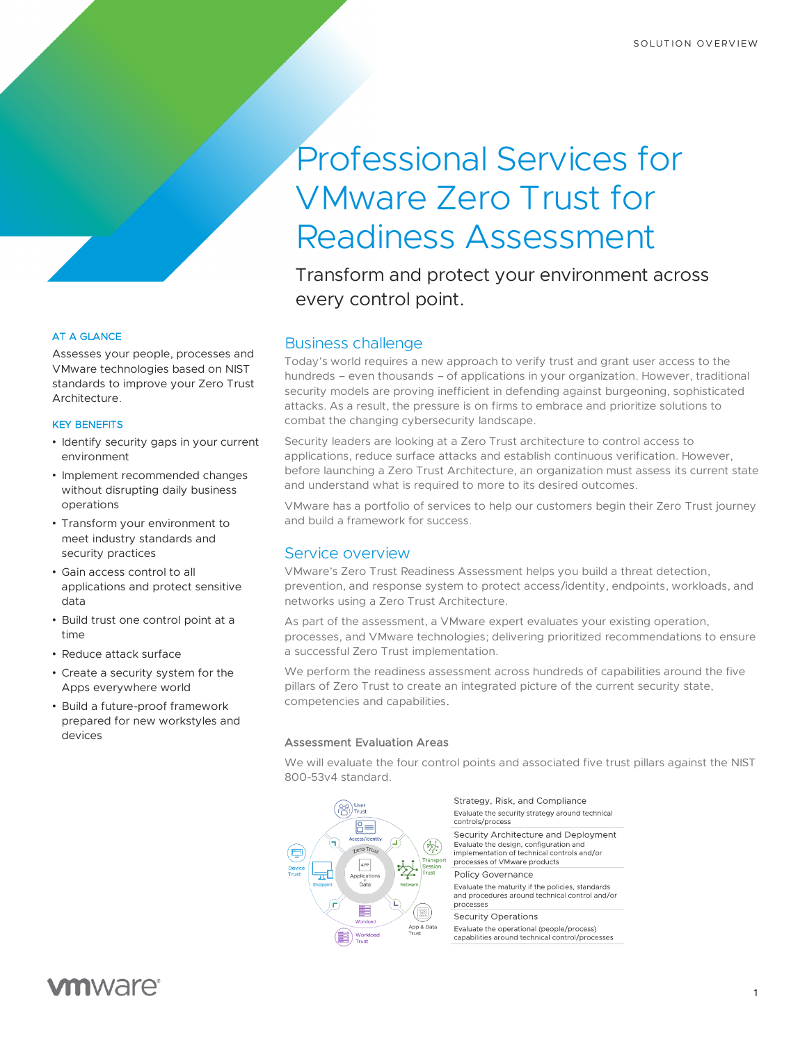SOLUTION OVERVIEW

# Professional Services for VMware Zero Trust for Readiness Assessment

Transform and protect your environment across every control point.

### AT A GLANCE

Assesses your people, processes and VMware technologies based on NIST standards to improve your Zero Trust Architecture.

### KEY BENEFITS

- Identify security gaps in your current environment
- Implement recommended changes without disrupting daily business operations
- Transform your environment to meet industry standards and security practices
- Gain access control to all applications and protect sensitive data
- Build trust one control point at a time
- Reduce attack surface
- Create a security system for the Apps everywhere world
- Build a future-proof framework prepared for new workstyles and devices

## Business challenge

Today's world requires a new approach to verify trust and grant user access to the hundreds – even thousands – of applications in your organization. However, traditional security models are proving inefficient in defending against burgeoning, sophisticated attacks. As a result, the pressure is on firms to embrace and prioritize solutions to combat the changing cybersecurity landscape.

Security leaders are looking at a Zero Trust architecture to control access to applications, reduce surface attacks and establish continuous verification. However, before launching a Zero Trust Architecture, an organization must assess its current state and understand what is required to more to its desired outcomes.

VMware has a portfolio of services to help our customers begin their Zero Trust journey and build a framework for success.

## Service overview

VMware's Zero Trust Readiness Assessment helps you build a threat detection, prevention, and response system to protect access/identity, endpoints, workloads, and networks using a Zero Trust Architecture.

As part of the assessment, a VMware expert evaluates your existing operation, processes, and VMware technologies; delivering prioritized recommendations to ensure a successful Zero Trust implementation.

We perform the readiness assessment across hundreds of capabilities around the five pillars of Zero Trust to create an integrated picture of the current security state, competencies and capabilities.

### Assessment Evaluation Areas

We will evaluate the four control points and associated five trust pillars against the NIST 800-53v4 standard.

User Trust
Access/Identity
Zero Trust
Device Trust
Endpoint
APP
Applications + Data
Transport Session Trust
Network
Workload
App & Data Trust
Workload Trust

**Strategy, Risk, and Compliance**
Evaluate the security strategy around technical controls/process

**Security Architecture and Deployment**
Evaluate the design, configuration and implementation of technical controls and/or processes of VMware products

**Policy Governance**
Evaluate the maturity if the policies, standards and procedures around technical control and/or processes

**Security Operations**
Evaluate the operational (people/process) capabilities around technical control/processes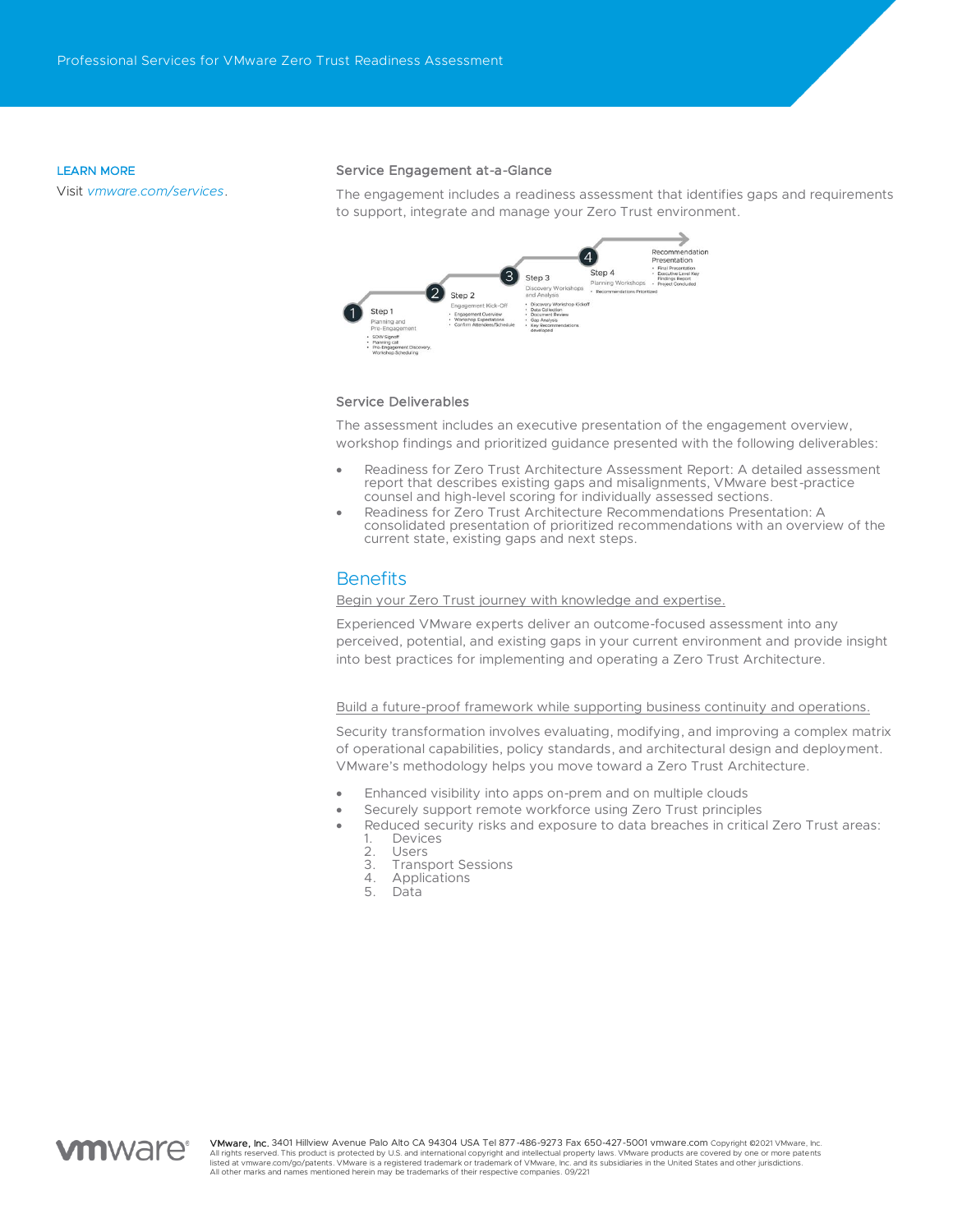LEARN MORE

Visit *vmware.com/services*.

### Service Engagement at-a-Glance

The engagement includes a readiness assessment that identifies gaps and requirements to support, integrate and manage your Zero Trust environment.

1 Step 1
Planning and Pre-Engagement
- SOW Signoff
- Planning call
- Pre-Engagement Discovery, Workshop Scheduling

2 Step 2
Engagement Kick-Off
- Engagement Overview
- Workshop Expectations
- Confirm Attendees/Schedule

3 Step 3
Discovery Workshops and Analysis
- Discovery Workshop Kickoff
- Data Collection
- Document Review
- Gap Analysis
- Key Recommendations developed

4 Step 4
Planning Workshops
- Recommendations Prioritized

Recommendation Presentation
- Final Presentation
- Executive Level Key Findings Report
- Project Concluded

### Service Deliverables

The assessment includes an executive presentation of the engagement overview, workshop findings and prioritized guidance presented with the following deliverables:

- Readiness for Zero Trust Architecture Assessment Report: A detailed assessment report that describes existing gaps and misalignments, VMware best-practice counsel and high-level scoring for individually assessed sections.
- Readiness for Zero Trust Architecture Recommendations Presentation: A consolidated presentation of prioritized recommendations with an overview of the current state, existing gaps and next steps.

## Benefits

Begin your Zero Trust journey with knowledge and expertise.

Experienced VMware experts deliver an outcome-focused assessment into any perceived, potential, and existing gaps in your current environment and provide insight into best practices for implementing and operating a Zero Trust Architecture.

Build a future-proof framework while supporting business continuity and operations.

Security transformation involves evaluating, modifying, and improving a complex matrix of operational capabilities, policy standards, and architectural design and deployment. VMware's methodology helps you move toward a Zero Trust Architecture.

- Enhanced visibility into apps on-prem and on multiple clouds
- Securely support remote workforce using Zero Trust principles
- Reduced security risks and exposure to data breaches in critical Zero Trust areas:
  1. Devices
  2. Users
  3. Transport Sessions
  4. Applications
  5. Data

VMware, Inc. 3401 Hillview Avenue Palo Alto CA 94304 USA Tel 877-486-9273 Fax 650-427-5001 vmware.com Copyright ©2021 VMware, Inc. All rights reserved. This product is protected by U.S. and international copyright and intellectual property laws. VMware products are covered by one or more patents listed at vmware.com/go/patents. VMware is a registered trademark or trademark of VMware, Inc. and its subsidiaries in the United States and other jurisdictions. All other marks and names mentioned herein may be trademarks of their respective companies. 09/221